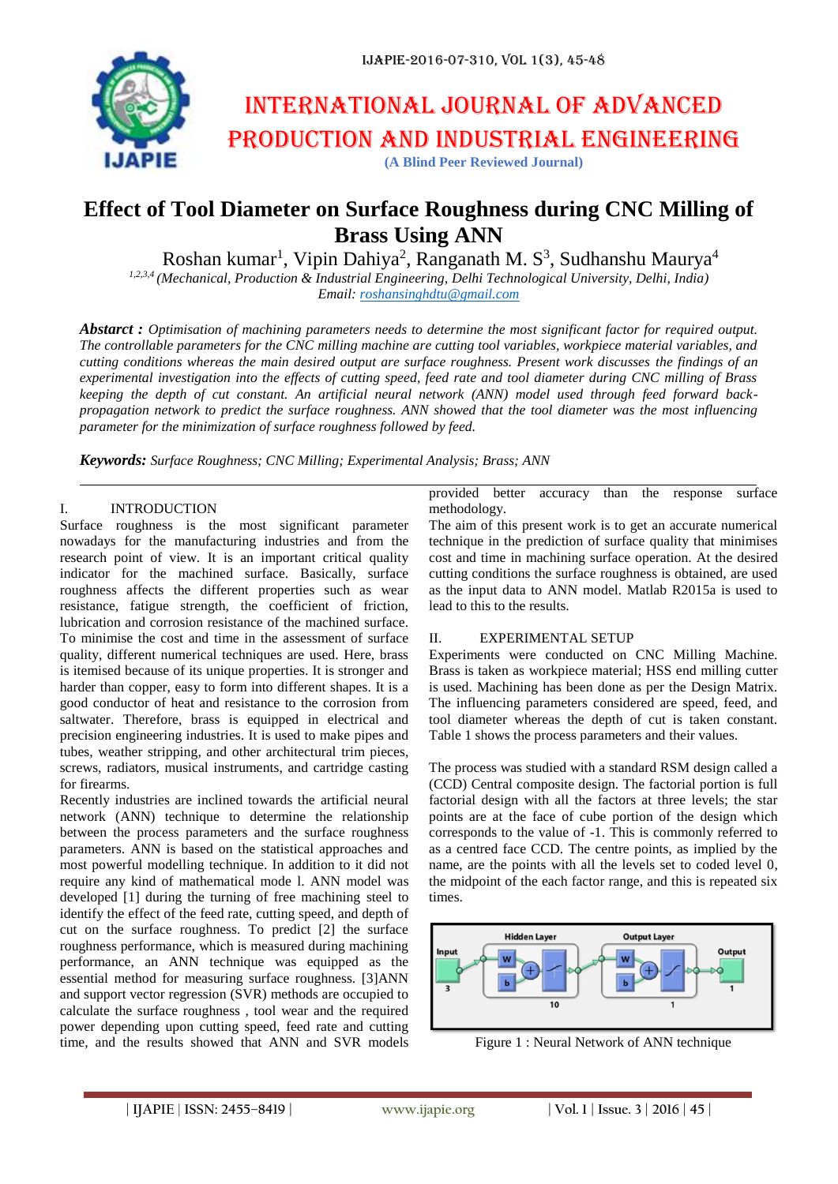# Effect of Tool Diameter on Surface Roughness during CNC Milling of Brass Using ANN

Roshan kumar[1], Vipin Dahiya[2], Ranganath M. S[3], Sudhanshu Maurya[4]

[1,2,3,4] *(Mechanical, Production & Industrial Engineering, Delhi Technological University, Delhi, India)*
*Email: roshansinghdtu@gmail.com*

***Abstarct :*** *Optimisation of machining parameters needs to determine the most significant factor for required output. The controllable parameters for the CNC milling machine are cutting tool variables, workpiece material variables, and cutting conditions whereas the main desired output are surface roughness. Present work discusses the findings of an experimental investigation into the effects of cutting speed, feed rate and tool diameter during CNC milling of Brass keeping the depth of cut constant. An artificial neural network (ANN) model used through feed forward back-propagation network to predict the surface roughness. ANN showed that the tool diameter was the most influencing parameter for the minimization of surface roughness followed by feed.*

***Keywords:*** *Surface Roughness; CNC Milling; Experimental Analysis; Brass; ANN*

## I. INTRODUCTION

Surface roughness is the most significant parameter nowadays for the manufacturing industries and from the research point of view. It is an important critical quality indicator for the machined surface. Basically, surface roughness affects the different properties such as wear resistance, fatigue strength, the coefficient of friction, lubrication and corrosion resistance of the machined surface. To minimise the cost and time in the assessment of surface quality, different numerical techniques are used. Here, brass is itemised because of its unique properties. It is stronger and harder than copper, easy to form into different shapes. It is a good conductor of heat and resistance to the corrosion from saltwater. Therefore, brass is equipped in electrical and precision engineering industries. It is used to make pipes and tubes, weather stripping, and other architectural trim pieces, screws, radiators, musical instruments, and cartridge casting for firearms.

Recently industries are inclined towards the artificial neural network (ANN) technique to determine the relationship between the process parameters and the surface roughness parameters. ANN is based on the statistical approaches and most powerful modelling technique. In addition to it did not require any kind of mathematical mode l. ANN model was developed [1] during the turning of free machining steel to identify the effect of the feed rate, cutting speed, and depth of cut on the surface roughness. To predict [2] the surface roughness performance, which is measured during machining performance, an ANN technique was equipped as the essential method for measuring surface roughness. [3]ANN and support vector regression (SVR) methods are occupied to calculate the surface roughness , tool wear and the required power depending upon cutting speed, feed rate and cutting time, and the results showed that ANN and SVR models provided better accuracy than the response surface methodology.

The aim of this present work is to get an accurate numerical technique in the prediction of surface quality that minimises cost and time in machining surface operation. At the desired cutting conditions the surface roughness is obtained, are used as the input data to ANN model. Matlab R2015a is used to lead to this to the results.

## II. EXPERIMENTAL SETUP

Experiments were conducted on CNC Milling Machine. Brass is taken as workpiece material; HSS end milling cutter is used. Machining has been done as per the Design Matrix. The influencing parameters considered are speed, feed, and tool diameter whereas the depth of cut is taken constant. Table 1 shows the process parameters and their values.

The process was studied with a standard RSM design called a (CCD) Central composite design. The factorial portion is full factorial design with all the factors at three levels; the star points are at the face of cube portion of the design which corresponds to the value of -1. This is commonly referred to as a centred face CCD. The centre points, as implied by the name, are the points with all the levels set to coded level 0, the midpoint of the each factor range, and this is repeated six times.

Figure 1 : Neural Network of ANN technique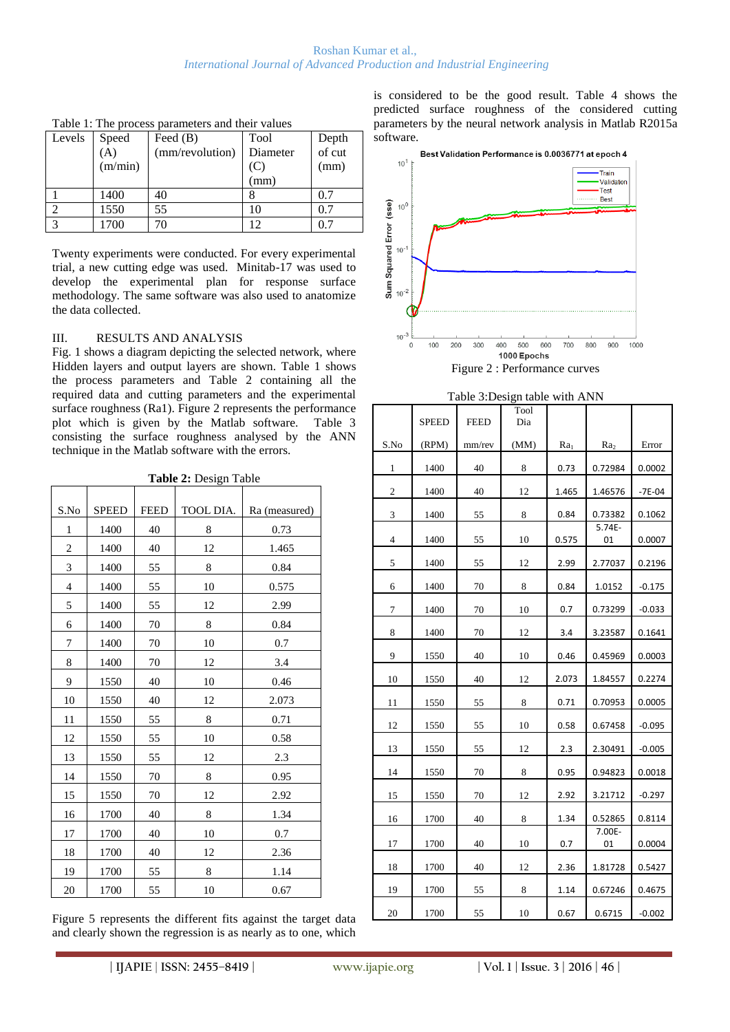Table 1: The process parameters and their values

| Levels | Speed (A) (m/min) | Feed (B) (mm/revolution) | Tool Diameter (C) (mm) | Depth of cut (mm) |
|---|---|---|---|---|
| 1 | 1400 | 40 | 8 | 0.7 |
| 2 | 1550 | 55 | 10 | 0.7 |
| 3 | 1700 | 70 | 12 | 0.7 |

Twenty experiments were conducted. For every experimental trial, a new cutting edge was used. Minitab-17 was used to develop the experimental plan for response surface methodology. The same software was also used to anatomize the data collected.

## III. RESULTS AND ANALYSIS

Fig. 1 shows a diagram depicting the selected network, where Hidden layers and output layers are shown. Table 1 shows the process parameters and Table 2 containing all the required data and cutting parameters and the experimental surface roughness (Ra1). Figure 2 represents the performance plot which is given by the Matlab software. Table 3 consisting the surface roughness analysed by the ANN technique in the Matlab software with the errors.

**Table 2:** Design Table

| S.No | SPEED | FEED | TOOL DIA. | Ra (measured) |
|---|---|---|---|---|
| 1 | 1400 | 40 | 8 | 0.73 |
| 2 | 1400 | 40 | 12 | 1.465 |
| 3 | 1400 | 55 | 8 | 0.84 |
| 4 | 1400 | 55 | 10 | 0.575 |
| 5 | 1400 | 55 | 12 | 2.99 |
| 6 | 1400 | 70 | 8 | 0.84 |
| 7 | 1400 | 70 | 10 | 0.7 |
| 8 | 1400 | 70 | 12 | 3.4 |
| 9 | 1550 | 40 | 10 | 0.46 |
| 10 | 1550 | 40 | 12 | 2.073 |
| 11 | 1550 | 55 | 8 | 0.71 |
| 12 | 1550 | 55 | 10 | 0.58 |
| 13 | 1550 | 55 | 12 | 2.3 |
| 14 | 1550 | 70 | 8 | 0.95 |
| 15 | 1550 | 70 | 12 | 2.92 |
| 16 | 1700 | 40 | 8 | 1.34 |
| 17 | 1700 | 40 | 10 | 0.7 |
| 18 | 1700 | 40 | 12 | 2.36 |
| 19 | 1700 | 55 | 8 | 1.14 |
| 20 | 1700 | 55 | 10 | 0.67 |

Figure 5 represents the different fits against the target data and clearly shown the regression is as nearly as to one, which is considered to be the good result. Table 4 shows the predicted surface roughness of the considered cutting parameters by the neural network analysis in Matlab R2015a software.

Figure 2 : Performance curves

Table 3:Design table with ANN

| S.No | SPEED (RPM) | FEED mm/rev | Tool Dia (MM) | $Ra_1$ | $Ra_2$ | Error |
|---|---|---|---|---|---|---|
| 1 | 1400 | 40 | 8 | 0.73 | 0.72984 | 0.0002 |
| 2 | 1400 | 40 | 12 | 1.465 | 1.46576 | -7E-04 |
| 3 | 1400 | 55 | 8 | 0.84 | 0.73382 | 0.1062 |
| 4 | 1400 | 55 | 10 | 0.575 | 5.74E-01 | 0.0007 |
| 5 | 1400 | 55 | 12 | 2.99 | 2.77037 | 0.2196 |
| 6 | 1400 | 70 | 8 | 0.84 | 1.0152 | -0.175 |
| 7 | 1400 | 70 | 10 | 0.7 | 0.73299 | -0.033 |
| 8 | 1400 | 70 | 12 | 3.4 | 3.23587 | 0.1641 |
| 9 | 1550 | 40 | 10 | 0.46 | 0.45969 | 0.0003 |
| 10 | 1550 | 40 | 12 | 2.073 | 1.84557 | 0.2274 |
| 11 | 1550 | 55 | 8 | 0.71 | 0.70953 | 0.0005 |
| 12 | 1550 | 55 | 10 | 0.58 | 0.67458 | -0.095 |
| 13 | 1550 | 55 | 12 | 2.3 | 2.30491 | -0.005 |
| 14 | 1550 | 70 | 8 | 0.95 | 0.94823 | 0.0018 |
| 15 | 1550 | 70 | 12 | 2.92 | 3.21712 | -0.297 |
| 16 | 1700 | 40 | 8 | 1.34 | 0.52865 | 0.8114 |
| 17 | 1700 | 40 | 10 | 0.7 | 7.00E-01 | 0.0004 |
| 18 | 1700 | 40 | 12 | 2.36 | 1.81728 | 0.5427 |
| 19 | 1700 | 55 | 8 | 1.14 | 0.67246 | 0.4675 |
| 20 | 1700 | 55 | 10 | 0.67 | 0.6715 | -0.002 |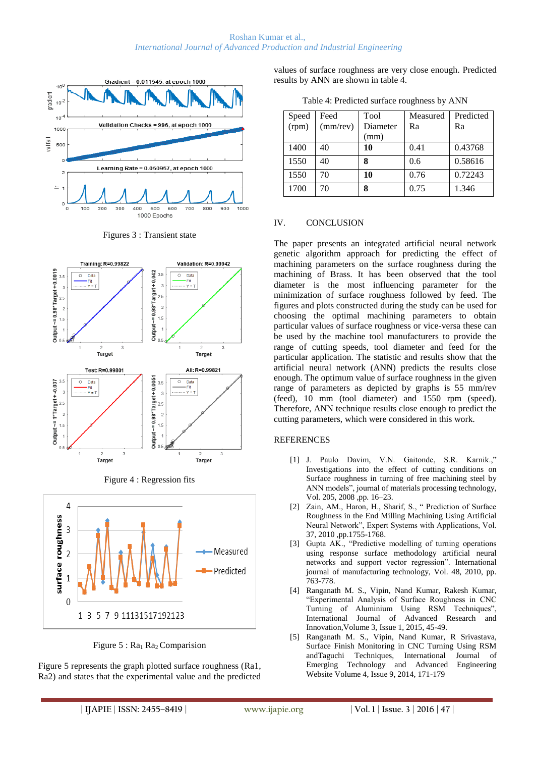Figures 3 : Transient state

Figure 4 : Regression fits

Figure 5 : $Ra_1$ $Ra_2$ Comparision

Figure 5 represents the graph plotted surface roughness (Ra1, Ra2) and states that the experimental value and the predicted values of surface roughness are very close enough. Predicted results by ANN are shown in table 4.

Table 4: Predicted surface roughness by ANN

| Speed (rpm) | Feed (mm/rev) | Tool Diameter (mm) | Measured Ra | Predicted Ra |
|---|---|---|---|---|
| 1400 | 40 | **10** | 0.41 | 0.43768 |
| 1550 | 40 | **8** | 0.6 | 0.58616 |
| 1550 | 70 | **10** | 0.76 | 0.72243 |
| 1700 | 70 | **8** | 0.75 | 1.346 |

## IV. CONCLUSION

The paper presents an integrated artificial neural network genetic algorithm approach for predicting the effect of machining parameters on the surface roughness during the machining of Brass. It has been observed that the tool diameter is the most influencing parameter for the minimization of surface roughness followed by feed. The figures and plots constructed during the study can be used for choosing the optimal machining parameters to obtain particular values of surface roughness or vice-versa these can be used by the machine tool manufacturers to provide the range of cutting speeds, tool diameter and feed for the particular application. The statistic and results show that the artificial neural network (ANN) predicts the results close enough. The optimum value of surface roughness in the given range of parameters as depicted by graphs is 55 mm/rev (feed), 10 mm (tool diameter) and 1550 rpm (speed). Therefore, ANN technique results close enough to predict the cutting parameters, which were considered in this work.

## REFERENCES

[1] J. Paulo Davim, V.N. Gaitonde, S.R. Karnik.," Investigations into the effect of cutting conditions on Surface roughness in turning of free machining steel by ANN models", journal of materials processing technology, Vol. 205, 2008 ,pp. 16–23.

[2] Zain, AM., Haron, H., Sharif, S., " Prediction of Surface Roughness in the End Milling Machining Using Artificial Neural Network", Expert Systems with Applications, Vol. 37, 2010 ,pp.1755-1768.

[3] Gupta AK., "Predictive modelling of turning operations using response surface methodology artificial neural networks and support vector regression". International journal of manufacturing technology, Vol. 48, 2010, pp. 763-778.

[4] Ranganath M. S., Vipin, Nand Kumar, Rakesh Kumar, "Experimental Analysis of Surface Roughness in CNC Turning of Aluminium Using RSM Techniques", International Journal of Advanced Research and Innovation,Volume 3, Issue 1, 2015, 45-49.

[5] Ranganath M. S., Vipin, Nand Kumar, R Srivastava, Surface Finish Monitoring in CNC Turning Using RSM andTaguchi Techniques, International Journal of Emerging Technology and Advanced Engineering Website Volume 4, Issue 9, 2014, 171-179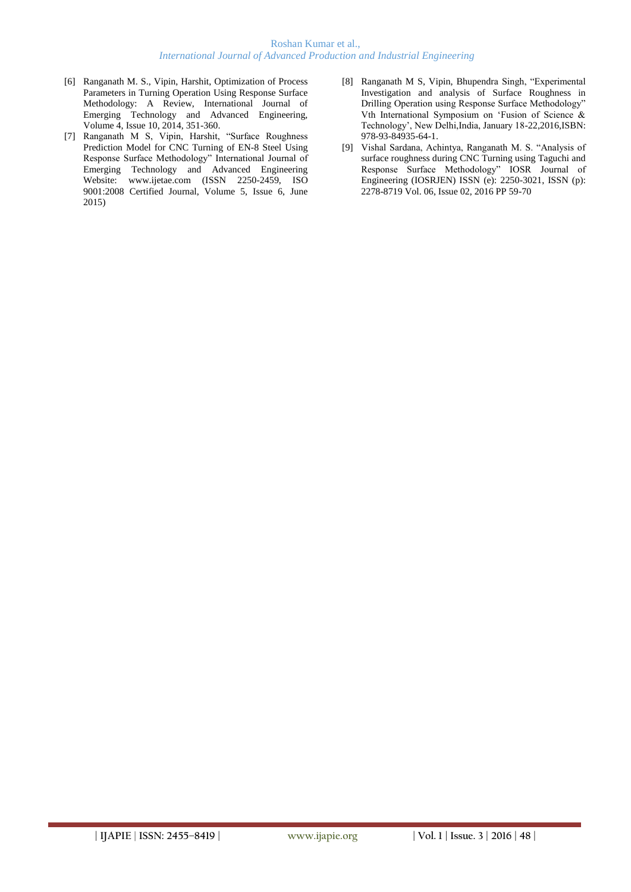[6] Ranganath M. S., Vipin, Harshit, Optimization of Process Parameters in Turning Operation Using Response Surface Methodology: A Review, International Journal of Emerging Technology and Advanced Engineering, Volume 4, Issue 10, 2014, 351-360.

[7] Ranganath M S, Vipin, Harshit, "Surface Roughness Prediction Model for CNC Turning of EN-8 Steel Using Response Surface Methodology" International Journal of Emerging Technology and Advanced Engineering Website: www.ijetae.com (ISSN 2250-2459, ISO 9001:2008 Certified Journal, Volume 5, Issue 6, June 2015)

[8] Ranganath M S, Vipin, Bhupendra Singh, "Experimental Investigation and analysis of Surface Roughness in Drilling Operation using Response Surface Methodology" Vth International Symposium on 'Fusion of Science & Technology', New Delhi,India, January 18-22,2016,ISBN: 978-93-84935-64-1.

[9] Vishal Sardana, Achintya, Ranganath M. S. "Analysis of surface roughness during CNC Turning using Taguchi and Response Surface Methodology" IOSR Journal of Engineering (IOSRJEN) ISSN (e): 2250-3021, ISSN (p): 2278-8719 Vol. 06, Issue 02, 2016 PP 59-70